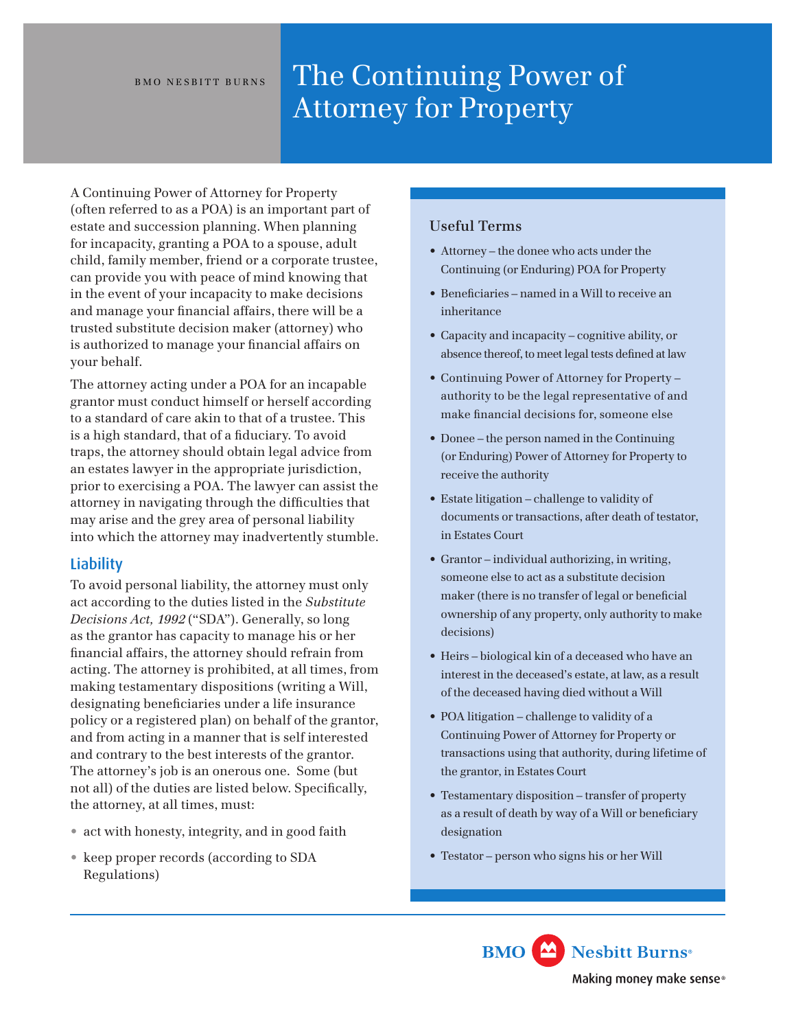BMO NESBITT BURNS

# The Continuing Power of Attorney for Property

A Continuing Power of Attorney for Property (often referred to as a POA) is an important part of estate and succession planning. When planning for incapacity, granting a POA to a spouse, adult child, family member, friend or a corporate trustee, can provide you with peace of mind knowing that in the event of your incapacity to make decisions and manage your financial affairs, there will be a trusted substitute decision maker (attorney) who is authorized to manage your financial affairs on your behalf.

The attorney acting under a POA for an incapable grantor must conduct himself or herself according to a standard of care akin to that of a trustee. This is a high standard, that of a fiduciary. To avoid traps, the attorney should obtain legal advice from an estates lawyer in the appropriate jurisdiction, prior to exercising a POA. The lawyer can assist the attorney in navigating through the difficulties that may arise and the grey area of personal liability into which the attorney may inadvertently stumble.

## Liability

To avoid personal liability, the attorney must only act according to the duties listed in the *Substitute Decisions Act, 1992* ("SDA"). Generally, so long as the grantor has capacity to manage his or her financial affairs, the attorney should refrain from acting. The attorney is prohibited, at all times, from making testamentary dispositions (writing a Will, designating beneficiaries under a life insurance policy or a registered plan) on behalf of the grantor, and from acting in a manner that is self interested and contrary to the best interests of the grantor. The attorney's job is an onerous one. Some (but not all) of the duties are listed below. Specifically, the attorney, at all times, must:

- act with honesty, integrity, and in good faith
- keep proper records (according to SDA Regulations)

### Useful Terms

- Attorney – the donee who acts under the Continuing (or Enduring) POA for Property
- Beneficiaries – named in a Will to receive an inheritance
- Capacity and incapacity – cognitive ability, or absence thereof, to meet legal tests defined at law
- Continuing Power of Attorney for Property – authority to be the legal representative of and make financial decisions for, someone else
- Donee – the person named in the Continuing (or Enduring) Power of Attorney for Property to receive the authority
- Estate litigation – challenge to validity of documents or transactions, after death of testator, in Estates Court
- Grantor – individual authorizing, in writing, someone else to act as a substitute decision maker (there is no transfer of legal or beneficial ownership of any property, only authority to make decisions)
- Heirs – biological kin of a deceased who have an interest in the deceased's estate, at law, as a result of the deceased having died without a Will
- POA litigation – challenge to validity of a Continuing Power of Attorney for Property or transactions using that authority, during lifetime of the grantor, in Estates Court
- Testamentary disposition – transfer of property as a result of death by way of a Will or beneficiary designation
- Testator – person who signs his or her Will

BMO Nesbitt Burns
Making money make sense®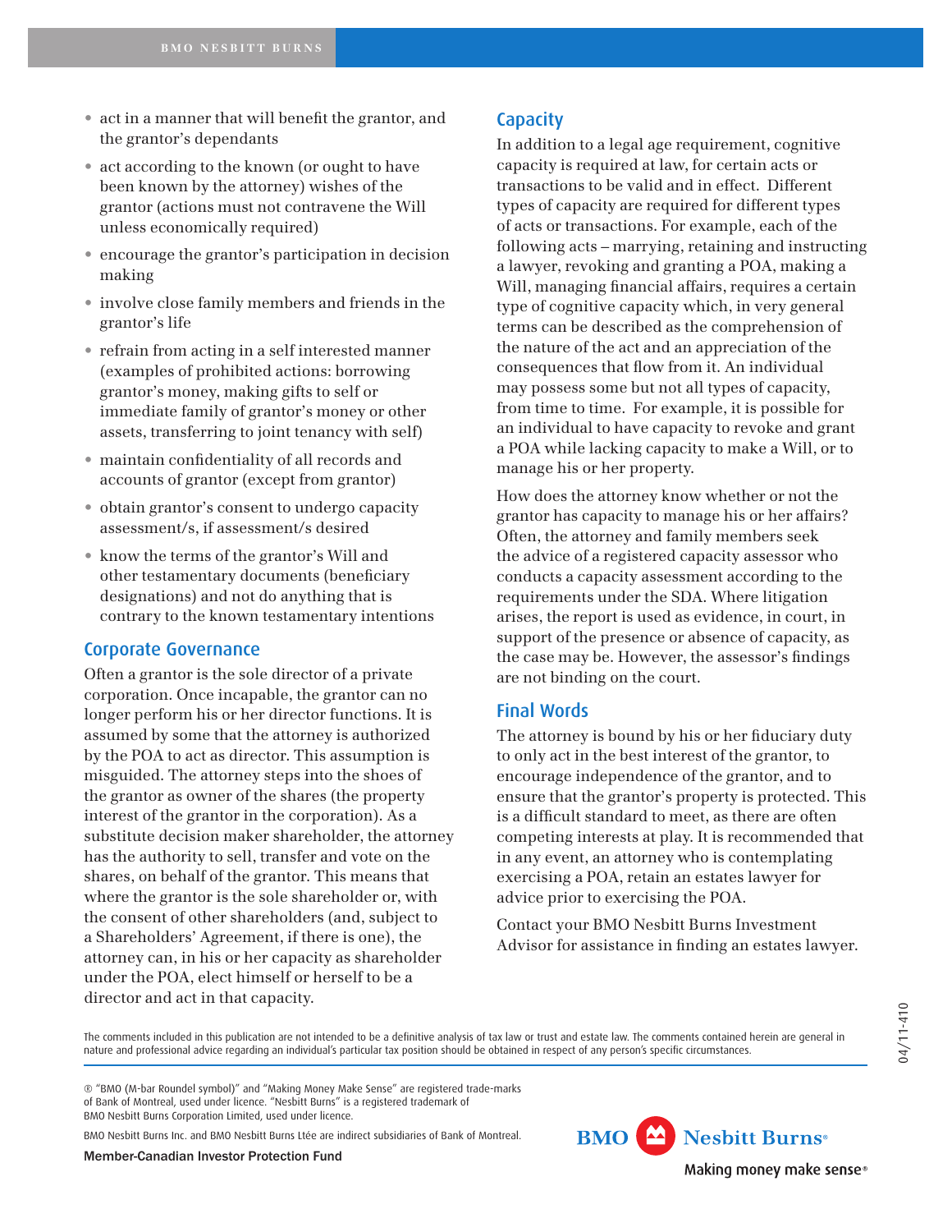- act in a manner that will benefit the grantor, and the grantor's dependants
- act according to the known (or ought to have been known by the attorney) wishes of the grantor (actions must not contravene the Will unless economically required)
- encourage the grantor's participation in decision making
- involve close family members and friends in the grantor's life
- refrain from acting in a self interested manner (examples of prohibited actions: borrowing grantor's money, making gifts to self or immediate family of grantor's money or other assets, transferring to joint tenancy with self)
- maintain confidentiality of all records and accounts of grantor (except from grantor)
- obtain grantor's consent to undergo capacity assessment/s, if assessment/s desired
- know the terms of the grantor's Will and other testamentary documents (beneficiary designations) and not do anything that is contrary to the known testamentary intentions

## Corporate Governance

Often a grantor is the sole director of a private corporation. Once incapable, the grantor can no longer perform his or her director functions. It is assumed by some that the attorney is authorized by the POA to act as director. This assumption is misguided. The attorney steps into the shoes of the grantor as owner of the shares (the property interest of the grantor in the corporation). As a substitute decision maker shareholder, the attorney has the authority to sell, transfer and vote on the shares, on behalf of the grantor. This means that where the grantor is the sole shareholder or, with the consent of other shareholders (and, subject to a Shareholders' Agreement, if there is one), the attorney can, in his or her capacity as shareholder under the POA, elect himself or herself to be a director and act in that capacity.

## Capacity

In addition to a legal age requirement, cognitive capacity is required at law, for certain acts or transactions to be valid and in effect. Different types of capacity are required for different types of acts or transactions. For example, each of the following acts – marrying, retaining and instructing a lawyer, revoking and granting a POA, making a Will, managing financial affairs, requires a certain type of cognitive capacity which, in very general terms can be described as the comprehension of the nature of the act and an appreciation of the consequences that flow from it. An individual may possess some but not all types of capacity, from time to time. For example, it is possible for an individual to have capacity to revoke and grant a POA while lacking capacity to make a Will, or to manage his or her property.

How does the attorney know whether or not the grantor has capacity to manage his or her affairs? Often, the attorney and family members seek the advice of a registered capacity assessor who conducts a capacity assessment according to the requirements under the SDA. Where litigation arises, the report is used as evidence, in court, in support of the presence or absence of capacity, as the case may be. However, the assessor's findings are not binding on the court.

## Final Words

The attorney is bound by his or her fiduciary duty to only act in the best interest of the grantor, to encourage independence of the grantor, and to ensure that the grantor's property is protected. This is a difficult standard to meet, as there are often competing interests at play. It is recommended that in any event, an attorney who is contemplating exercising a POA, retain an estates lawyer for advice prior to exercising the POA.

Contact your BMO Nesbitt Burns Investment Advisor for assistance in finding an estates lawyer.

The comments included in this publication are not intended to be a definitive analysis of tax law or trust and estate law. The comments contained herein are general in nature and professional advice regarding an individual's particular tax position should be obtained in respect of any person's specific circumstances.

® "BMO (M-bar Roundel symbol)" and "Making Money Make Sense" are registered trade-marks of Bank of Montreal, used under licence. "Nesbitt Burns" is a registered trademark of BMO Nesbitt Burns Corporation Limited, used under licence.

BMO Nesbitt Burns Inc. and BMO Nesbitt Burns Ltée are indirect subsidiaries of Bank of Montreal.

Member-Canadian Investor Protection Fund

BMO Nesbitt Burns®

Making money make sense®

04/11-410